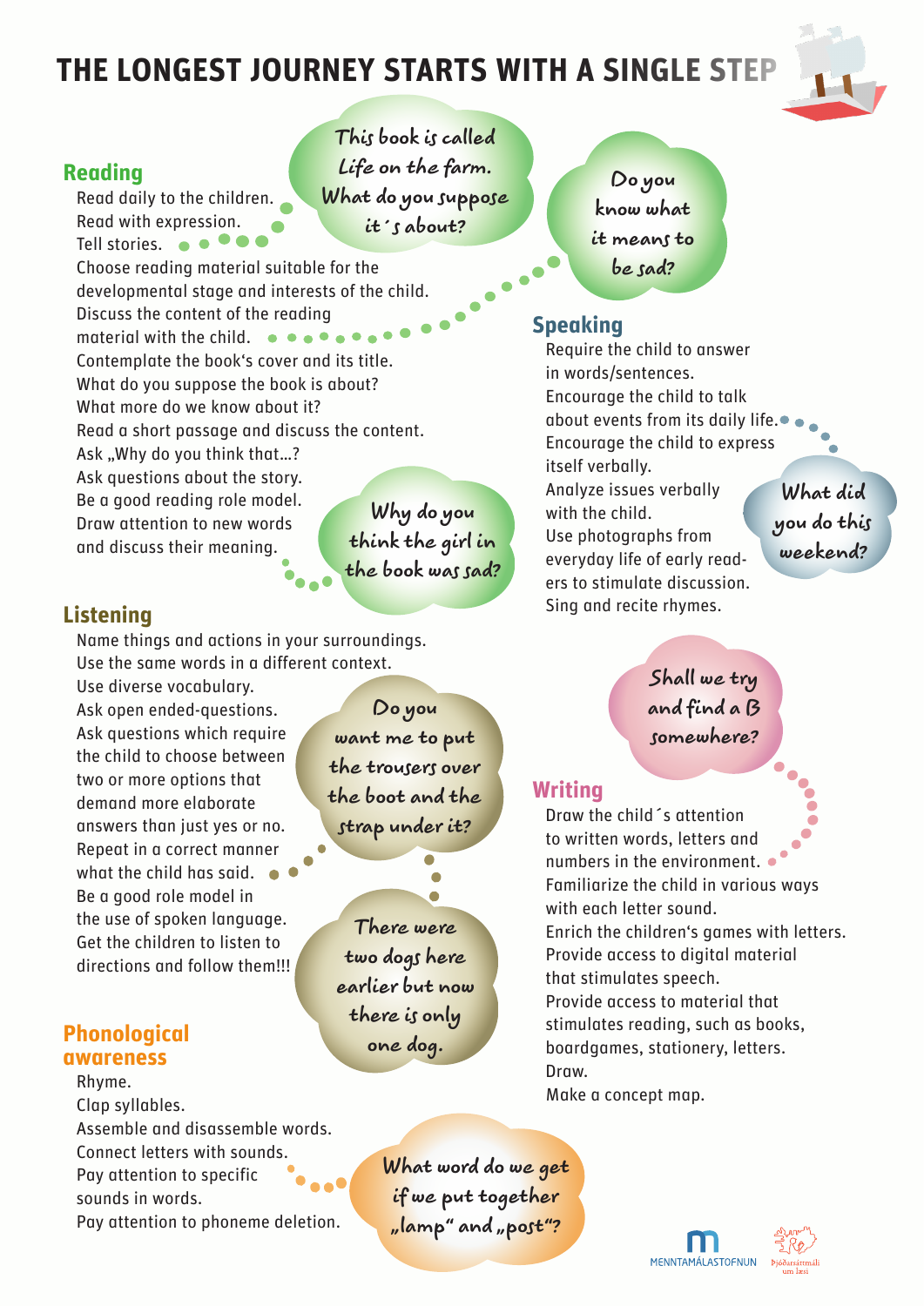# THE LONGEST JOURNEY STARTS WITH A SINGLE STEP

## Reading

Read daily to the children.
Read with expression.
Tell stories.
Choose reading material suitable for the developmental stage and interests of the child.
Discuss the content of the reading material with the child.
Contemplate the book's cover and its title.
What do you suppose the book is about?
What more do we know about it?
Read a short passage and discuss the content.
Ask „Why do you think that…?
Ask questions about the story.
Be a good reading role model.
Draw attention to new words and discuss their meaning.

*This book is called Life on the farm. What do you suppose it´s about?*

*Do you know what it means to be sad?*

*Why do you think the girl in the book was sad?*

## Listening

Name things and actions in your surroundings.
Use the same words in a different context.
Use diverse vocabulary.
Ask open ended-questions.
Ask questions which require the child to choose between two or more options that demand more elaborate answers than just yes or no.
Repeat in a correct manner what the child has said.
Be a good role model in the use of spoken language.
Get the children to listen to directions and follow them!!!

*Do you want me to put the trousers over the boot and the strap under it?*

*There were two dogs here earlier but now there is only one dog.*

## Phonological awareness

Rhyme.
Clap syllables.
Assemble and disassemble words.
Connect letters with sounds.
Pay attention to specific sounds in words.
Pay attention to phoneme deletion.

*What word do we get if we put together „lamp" and „post"?*

## Speaking

Require the child to answer in words/sentences.
Encourage the child to talk about events from its daily life.
Encourage the child to express itself verbally.
Analyze issues verbally with the child.
Use photographs from everyday life of early readers to stimulate discussion.
Sing and recite rhymes.

*What did you do this weekend?*

*Shall we try and find a B somewhere?*

## Writing

Draw the child´s attention to written words, letters and numbers in the environment.
Familiarize the child in various ways with each letter sound.
Enrich the children's games with letters.
Provide access to digital material that stimulates speech.
Provide access to material that stimulates reading, such as books, boardgames, stationery, letters.
Draw.
Make a concept map.

MENNTAMÁLASTOFNUN

Þjóðarsáttmáli um læsi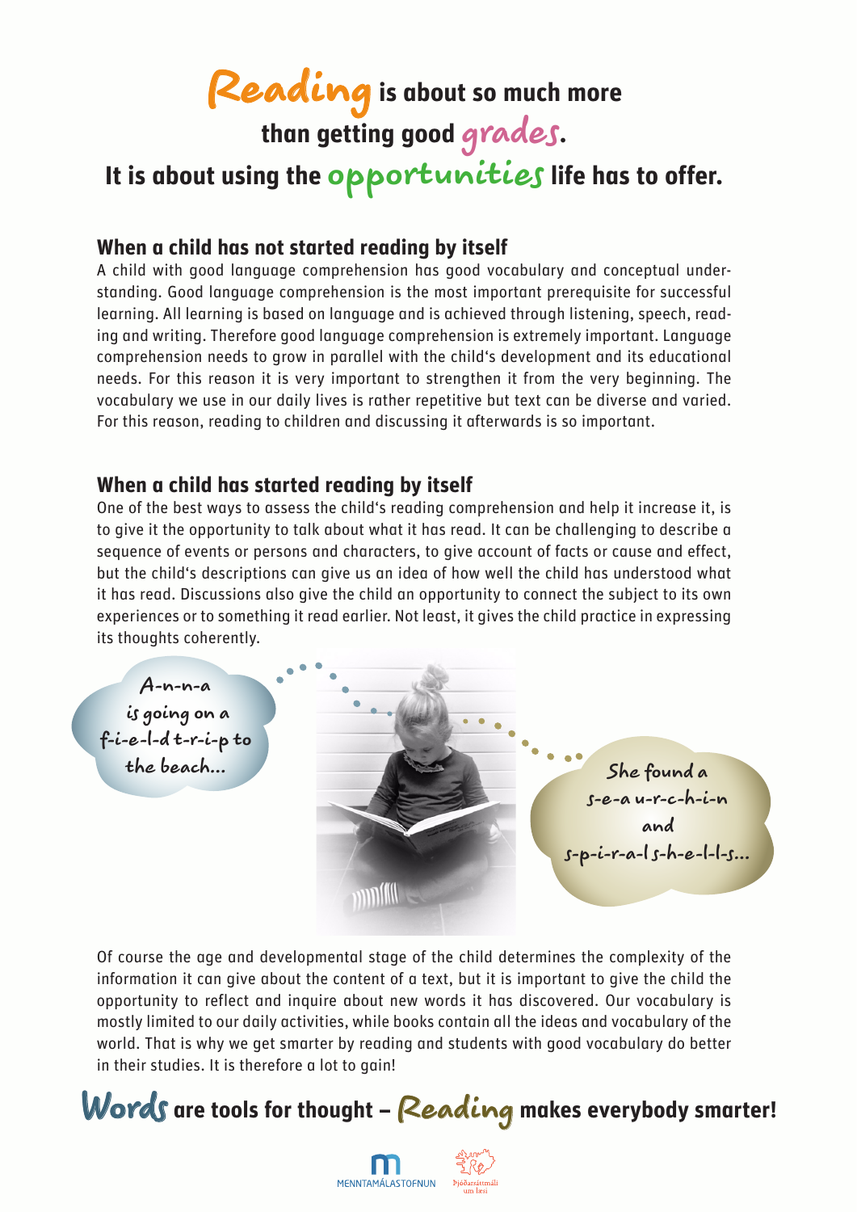# Reading is about so much more than getting good grades. It is about using the opportunities life has to offer.

## When a child has not started reading by itself

A child with good language comprehension has good vocabulary and conceptual understanding. Good language comprehension is the most important prerequisite for successful learning. All learning is based on language and is achieved through listening, speech, reading and writing. Therefore good language comprehension is extremely important. Language comprehension needs to grow in parallel with the child's development and its educational needs. For this reason it is very important to strengthen it from the very beginning. The vocabulary we use in our daily lives is rather repetitive but text can be diverse and varied. For this reason, reading to children and discussing it afterwards is so important.

## When a child has started reading by itself

One of the best ways to assess the child's reading comprehension and help it increase it, is to give it the opportunity to talk about what it has read. It can be challenging to describe a sequence of events or persons and characters, to give account of facts or cause and effect, but the child's descriptions can give us an idea of how well the child has understood what it has read. Discussions also give the child an opportunity to connect the subject to its own experiences or to something it read earlier. Not least, it gives the child practice in expressing its thoughts coherently.

A-n-n-a is going on a f-i-e-l-d t-r-i-p to the beach...

She found a s-e-a u-r-c-h-i-n and s-p-i-r-a-l s-h-e-l-l-s...

Of course the age and developmental stage of the child determines the complexity of the information it can give about the content of a text, but it is important to give the child the opportunity to reflect and inquire about new words it has discovered. Our vocabulary is mostly limited to our daily activities, while books contain all the ideas and vocabulary of the world. That is why we get smarter by reading and students with good vocabulary do better in their studies. It is therefore a lot to gain!

**Words are tools for thought – Reading makes everybody smarter!**

MENNTAMÁLASTOFNUN

Þjóðarsáttmáli um læsi